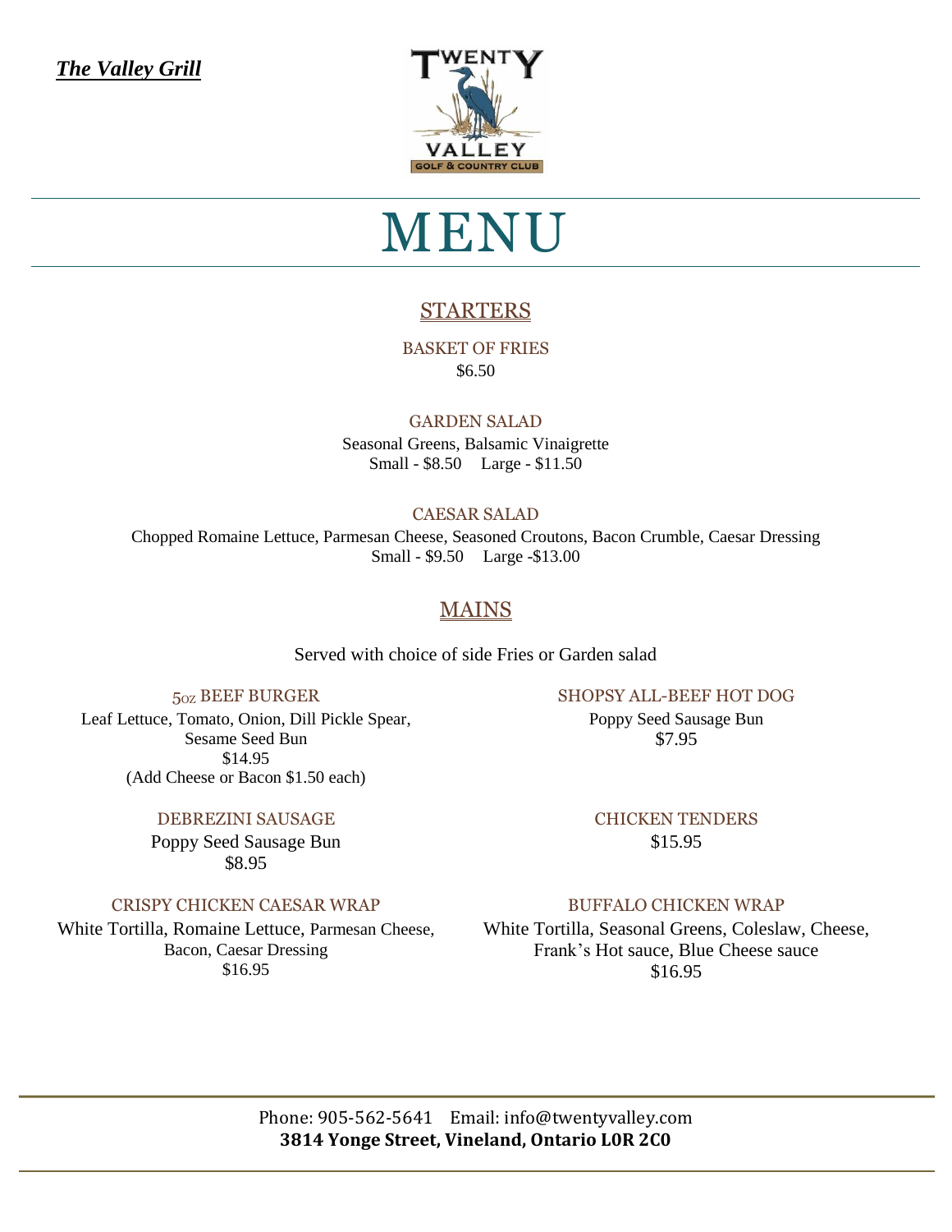***The Valley Grill***

TWENTY VALLEY GOLF & COUNTRY CLUB

# MENU

## STARTERS

### BASKET OF FRIES

$6.50

### GARDEN SALAD

Seasonal Greens, Balsamic Vinaigrette

Small - $8.50 Large - $11.50

### CAESAR SALAD

Chopped Romaine Lettuce, Parmesan Cheese, Seasoned Croutons, Bacon Crumble, Caesar Dressing

Small - $9.50 Large -$13.00

## MAINS

Served with choice of side Fries or Garden salad

### 5oz BEEF BURGER

Leaf Lettuce, Tomato, Onion, Dill Pickle Spear, Sesame Seed Bun

$14.95

(Add Cheese or Bacon $1.50 each)

### SHOPSY ALL-BEEF HOT DOG

Poppy Seed Sausage Bun

$7.95

### DEBREZINI SAUSAGE

Poppy Seed Sausage Bun

$8.95

### CHICKEN TENDERS

$15.95

### CRISPY CHICKEN CAESAR WRAP

White Tortilla, Romaine Lettuce, Parmesan Cheese, Bacon, Caesar Dressing

$16.95

### BUFFALO CHICKEN WRAP

White Tortilla, Seasonal Greens, Coleslaw, Cheese, Frank's Hot sauce, Blue Cheese sauce

$16.95

Phone: 905-562-5641 Email: info@twentyvalley.com

**3814 Yonge Street, Vineland, Ontario L0R 2C0**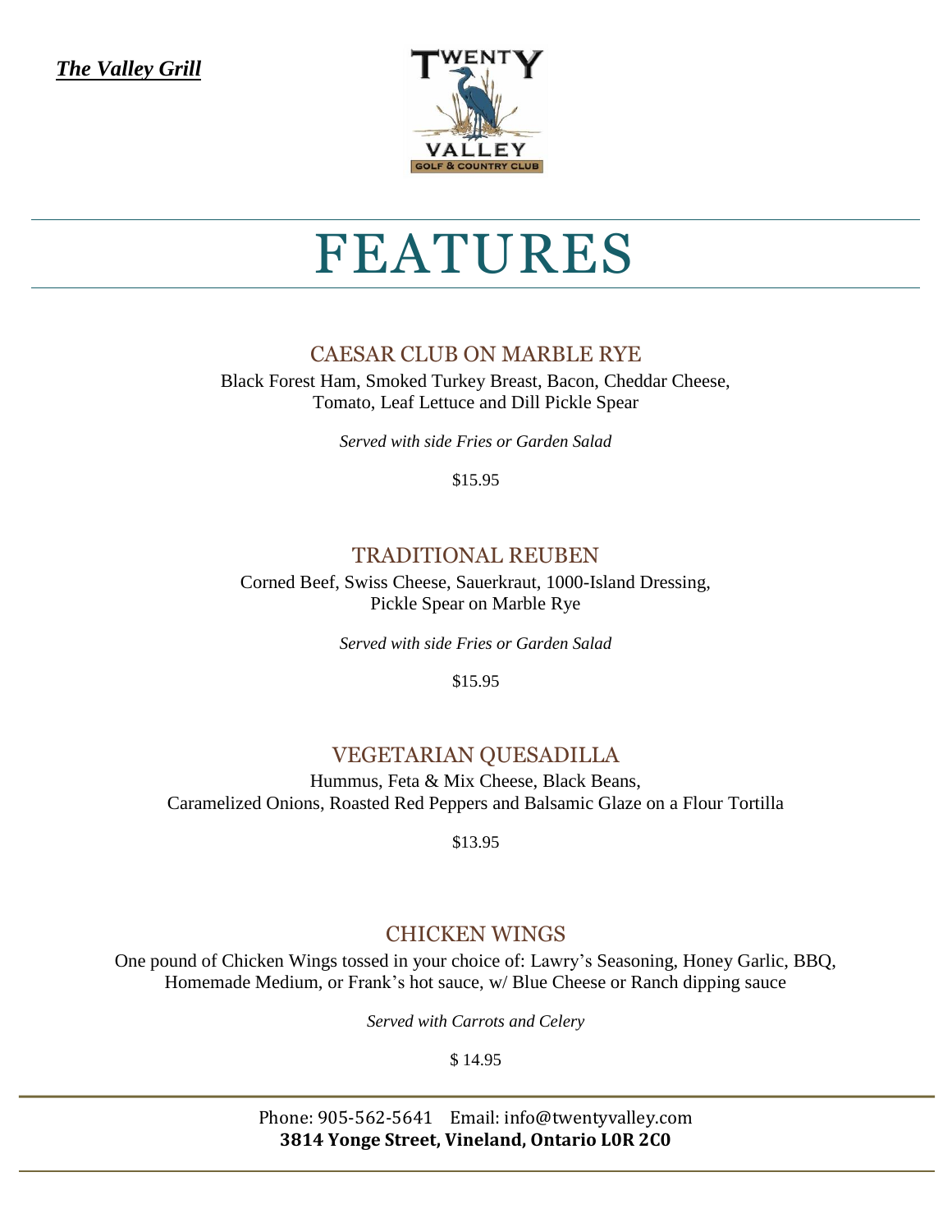***The Valley Grill***

TWENTY VALLEY GOLF & COUNTRY CLUB

# FEATURES

## CAESAR CLUB ON MARBLE RYE

Black Forest Ham, Smoked Turkey Breast, Bacon, Cheddar Cheese,
Tomato, Leaf Lettuce and Dill Pickle Spear

*Served with side Fries or Garden Salad*

$15.95

## TRADITIONAL REUBEN

Corned Beef, Swiss Cheese, Sauerkraut, 1000-Island Dressing,
Pickle Spear on Marble Rye

*Served with side Fries or Garden Salad*

$15.95

## VEGETARIAN QUESADILLA

Hummus, Feta & Mix Cheese, Black Beans,
Caramelized Onions, Roasted Red Peppers and Balsamic Glaze on a Flour Tortilla

$13.95

## CHICKEN WINGS

One pound of Chicken Wings tossed in your choice of: Lawry's Seasoning, Honey Garlic, BBQ,
Homemade Medium, or Frank's hot sauce, w/ Blue Cheese or Ranch dipping sauce

*Served with Carrots and Celery*

$ 14.95

Phone: 905-562-5641 Email: info@twentyvalley.com
**3814 Yonge Street, Vineland, Ontario L0R 2C0**